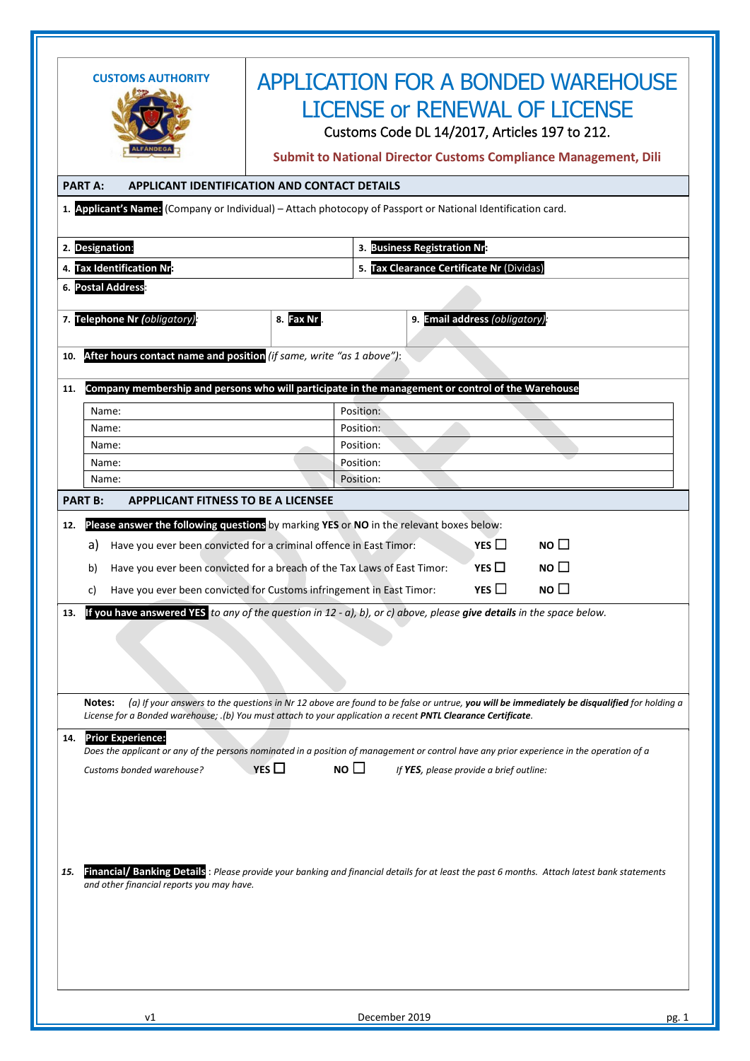**CUSTOMS AUTHORITY**

ALFANDEGA

# APPLICATION FOR A BONDED WAREHOUSE LICENSE or RENEWAL OF LICENSE

Customs Code DL 14/2017, Articles 197 to 212.

**Submit to National Director Customs Compliance Management, Dili**

## PART A: APPLICANT IDENTIFICATION AND CONTACT DETAILS

1. **Applicant's Name:** (Company or Individual) – Attach photocopy of Passport or National Identification card.

| | |
|---|---|
| 2. **Designation:** | 3. **Business Registration Nr:** |
| 4. **Tax Identification Nr:** | 5. **Tax Clearance Certificate Nr** (Dividas) |

6. **Postal Address:**

| | | |
|---|---|---|
| 7. **Telephone Nr** *(obligatory)*: | 8. **Fax Nr**. | 9. **Email address** *(obligatory)*: |

10. **After hours contact name and position** *(if same, write "as 1 above")*:

11. **Company membership and persons who will participate in the management or control of the Warehouse**

| Name: | Position: |
|---|---|
| Name: | Position: |
| Name: | Position: |
| Name: | Position: |
| Name: | Position: |
| Name: | Position: |

## PART B: APPPLICANT FITNESS TO BE A LICENSEE

12. **Please answer the following questions** by marking **YES** or **NO** in the relevant boxes below:

a) Have you ever been convicted for a criminal offence in East Timor: **YES** ☐ **NO** ☐

b) Have you ever been convicted for a breach of the Tax Laws of East Timor: **YES** ☐ **NO** ☐

c) Have you ever been convicted for Customs infringement in East Timor: **YES** ☐ **NO** ☐

13. **If you have answered YES** *to any of the question in 12 - a), b), or c) above, please* ***give details*** *in the space below.*

**Notes:** *(a) If your answers to the questions in Nr 12 above are found to be false or untrue,* ***you will be immediately be disqualified*** *for holding a License for a Bonded warehouse; .(b) You must attach to your application a recent* ***PNTL Clearance Certificate****.*

14. **Prior Experience:**
*Does the applicant or any of the persons nominated in a position of management or control have any prior experience in the operation of a Customs bonded warehouse?* **YES** ☐ **NO** ☐ *If* ***YES****, please provide a brief outline:*

15. **Financial/ Banking Details** : *Please provide your banking and financial details for at least the past 6 months. Attach latest bank statements and other financial reports you may have.*

v1 December 2019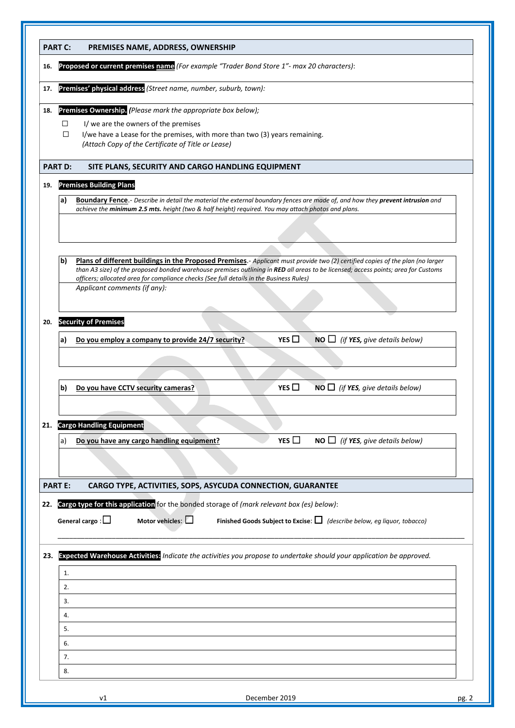## PART C: PREMISES NAME, ADDRESS, OWNERSHIP

**16.** **Proposed or current premises name** *(For example "Trader Bond Store 1"- max 20 characters)*:

**17.** **Premises' physical address** *(Street name, number, suburb, town):*

**18.** **Premises Ownership.** ***(****Please mark the appropriate box below);*

☐ I/ we are the owners of the premises

☐ I/we have a Lease for the premises, with more than two (3) years remaining.
*(Attach Copy of the Certificate of Title or Lease)*

## PART D: SITE PLANS, SECURITY AND CARGO HANDLING EQUIPMENT

**19.** **Premises Building Plans**

**a)** **Boundary Fence**.- *Describe in detail the material the external boundary fences are made of, and how they* ***prevent intrusion*** *and achieve the* ***minimum 2.5 mts.*** *height (two & half height) required. You may attach photos and plans.*

**b)** **Plans of different buildings in the Proposed Premises**.- *Applicant must provide two (2) certified copies of the plan (no larger than A3 size) of the proposed bonded warehouse premises outlining in* ***RED*** *all areas to be licensed; access points; area for Customs officers; allocated area for compliance checks (See full details in the Business Rules)*

*Applicant comments (if any):*

**20.** **Security of Premises**

**a)** **Do you employ a company to provide 24/7 security?** **YES** ☐ **NO** ☐ *(if* ***YES****, give details below)*

**b)** **Do you have CCTV security cameras?** **YES** ☐ **NO** ☐ *(if* ***YES****, give details below)*

**21.** **Cargo Handling Equipment**

a) **Do you have any cargo handling equipment?** **YES** ☐ **NO** ☐ *(if* ***YES****, give details below)*

## PART E: CARGO TYPE, ACTIVITIES, SOPS, ASYCUDA CONNECTION, GUARANTEE

**22.** **Cargo type for this application** for the bonded storage of *(mark relevant box (es) below)*:

**General cargo** : ☐ **Motor vehicles**: ☐ **Finished Goods Subject to Excise**: ☐ *(describe below, eg liquor, tobacco)*

\_\_\_\_\_\_\_\_\_\_\_\_\_\_\_\_\_\_\_\_\_\_\_\_\_\_\_\_\_\_\_\_\_\_\_\_\_\_\_\_\_\_\_\_\_\_\_\_\_\_\_\_\_\_\_\_\_\_\_\_\_\_\_\_\_\_\_\_\_\_\_\_\_\_\_\_\_\_

**23.** **Expected Warehouse Activities:** *Indicate the activities you propose to undertake should your application be approved.*

1.
2.
3.
4.
5.
6.
7.
8.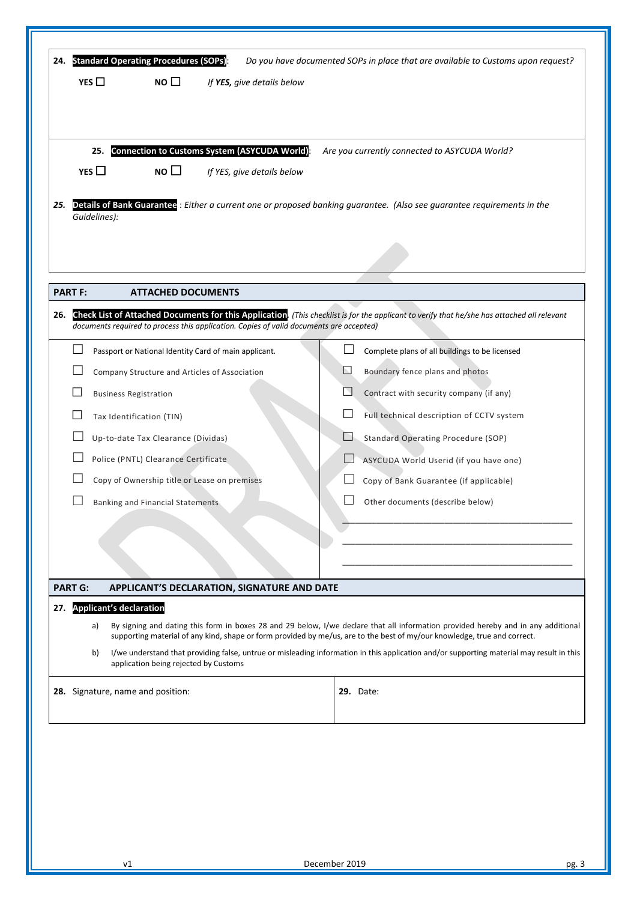**24. Standard Operating Procedures (SOPs)**: *Do you have documented SOPs in place that are available to Customs upon request?*

**YES** ☐ **NO** ☐ *If* ***YES****, give details below*

**25. Connection to Customs System (ASYCUDA World)**: *Are you currently connected to ASYCUDA World?*

**YES** ☐ **NO** ☐ *If YES, give details below*

***25.*** **Details of Bank Guarantee** : *Either a current one or proposed banking guarantee. (Also see guarantee requirements in the Guidelines):*

## PART F: ATTACHED DOCUMENTS

**26. Check List of Attached Documents for this Application**. *(This checklist is for the applicant to verify that he/she has attached all relevant documents required to process this application. Copies of valid documents are accepted)*

| | |
|---|---|
| ☐ Passport or National Identity Card of main applicant. | ☐ Complete plans of all buildings to be licensed |
| ☐ Company Structure and Articles of Association | ☐ Boundary fence plans and photos |
| ☐ Business Registration | ☐ Contract with security company (if any) |
| ☐ Tax Identification (TIN) | ☐ Full technical description of CCTV system |
| ☐ Up-to-date Tax Clearance (Dividas) | ☐ Standard Operating Procedure (SOP) |
| ☐ Police (PNTL) Clearance Certificate | ☐ ASYCUDA World Userid (if you have one) |
| ☐ Copy of Ownership title or Lease on premises | ☐ Copy of Bank Guarantee (if applicable) |
| ☐ Banking and Financial Statements | ☐ Other documents (describe below) |
| | ____________________________________________ |
| | ____________________________________________ |
| | ____________________________________________ |

## PART G: APPLICANT'S DECLARATION, SIGNATURE AND DATE

**27. Applicant's declaration**

a) By signing and dating this form in boxes 28 and 29 below, I/we declare that all information provided hereby and in any additional supporting material of any kind, shape or form provided by me/us, are to the best of my/our knowledge, true and correct.

b) I/we understand that providing false, untrue or misleading information in this application and/or supporting material may result in this application being rejected by Customs

| **28.** Signature, name and position: | **29.** Date: |
|---|---|
| | |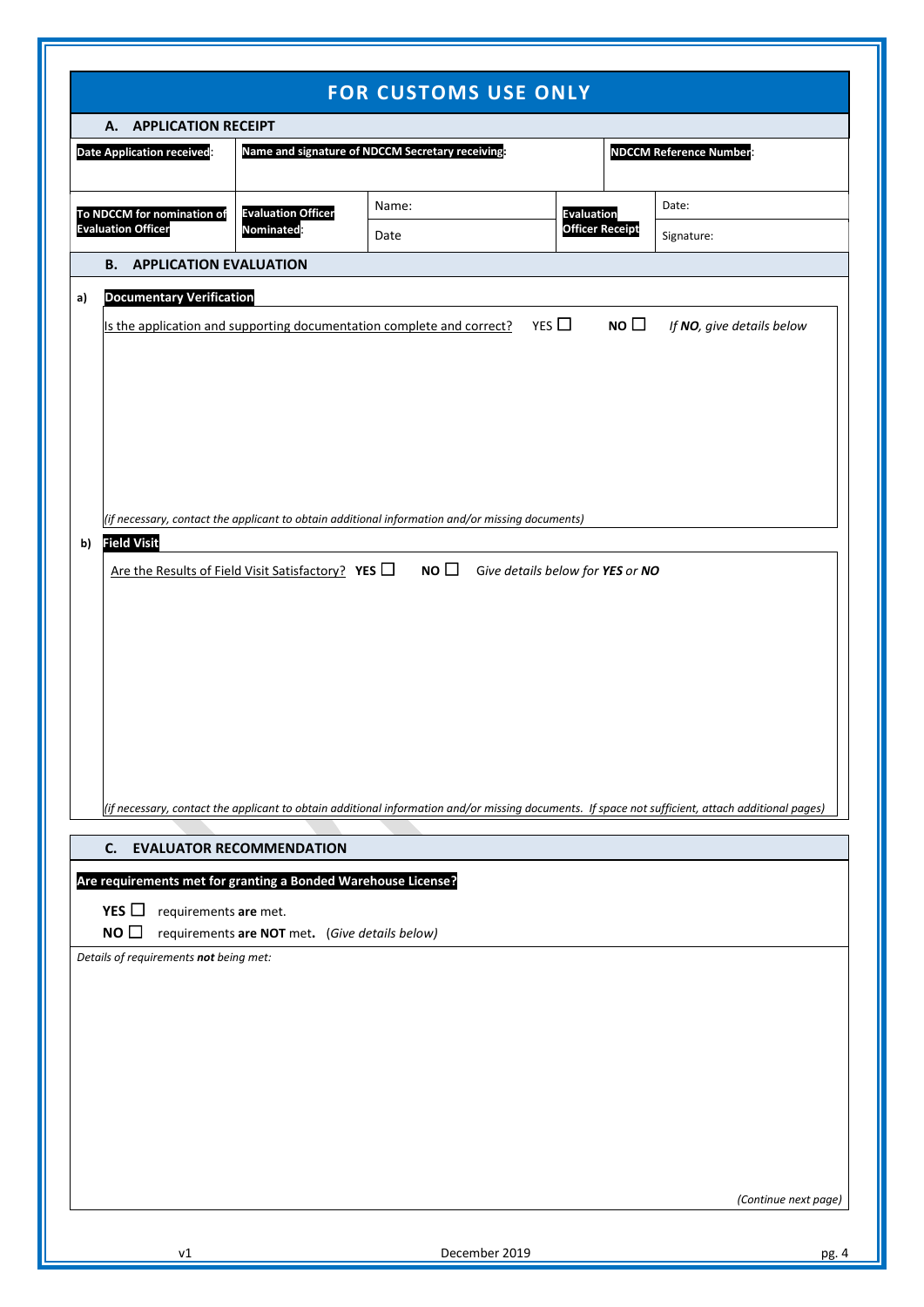# FOR CUSTOMS USE ONLY

## A. APPLICATION RECEIPT

| Date Application received: | Name and signature of NDCCM Secretary receiving: | | | NDCCM Reference Number: |
|---|---|---|---|---|
| To NDCCM for nomination of Evaluation Officer | Evaluation Officer Nominated: | Name: | Evaluation Officer Receipt | Date: |
| | | Date | | Signature: |

## B. APPLICATION EVALUATION

**a) Documentary Verification**

Is the application and supporting documentation complete and correct? YES ☐ **NO** ☐ *If **NO**, give details below*

*(if necessary, contact the applicant to obtain additional information and/or missing documents)*

**b) Field Visit**

Are the Results of Field Visit Satisfactory? **YES** ☐ **NO** ☐ *Give details below for **YES** or **NO***

*(if necessary, contact the applicant to obtain additional information and/or missing documents. If space not sufficient, attach additional pages)*

## C. EVALUATOR RECOMMENDATION

**Are requirements met for granting a Bonded Warehouse License?**

**YES** ☐ requirements **are** met.

**NO** ☐ requirements **are NOT** met**.** (*Give details below*)

*Details of requirements **not** being met:*

*(Continue next page)*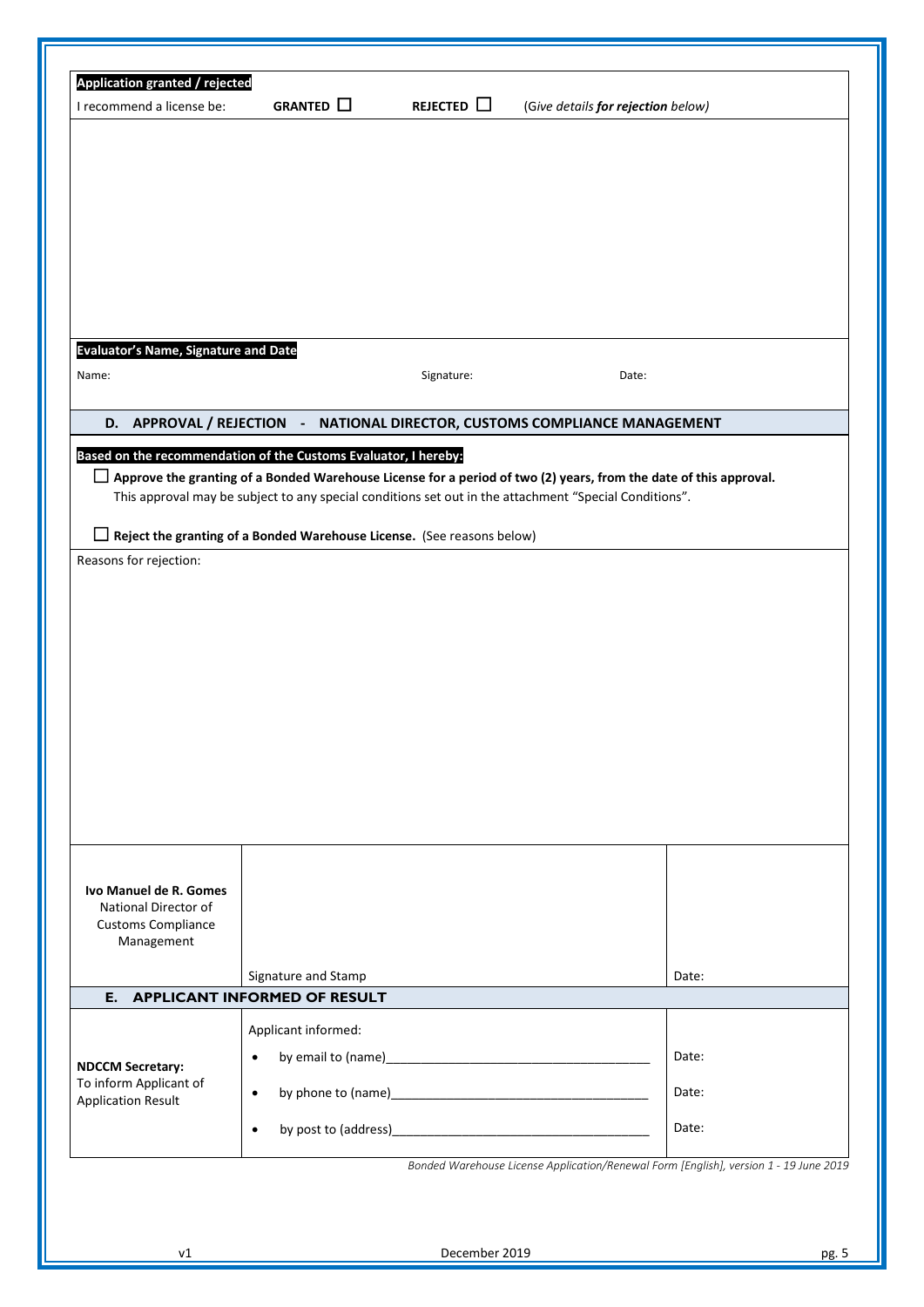**Application granted / rejected**

I recommend a license be: **GRANTED** ☐ **REJECTED** ☐ (*Give details **for rejection** below*)

**Evaluator's Name, Signature and Date**

Name: Signature: Date:

## D. APPROVAL / REJECTION - NATIONAL DIRECTOR, CUSTOMS COMPLIANCE MANAGEMENT

**Based on the recommendation of the Customs Evaluator, I hereby:**

☐ **Approve the granting of a Bonded Warehouse License for a period of two (2) years, from the date of this approval.**
This approval may be subject to any special conditions set out in the attachment "Special Conditions".

☐ **Reject the granting of a Bonded Warehouse License.** (See reasons below)

Reasons for rejection:

| | | |
|---|---|---|
| **Ivo Manuel de R. Gomes**<br>National Director of Customs Compliance Management | Signature and Stamp | Date: |

## E. APPLICANT INFORMED OF RESULT

| | | |
|---|---|---|
| **NDCCM Secretary:**<br>To inform Applicant of Application Result | Applicant informed:<br>• by email to (name)______________________________________<br>• by phone to (name)______________________________________<br>• by post to (address)______________________________________ | Date:<br>Date:<br>Date: |

*Bonded Warehouse License Application/Renewal Form [English], version 1 - 19 June 2019*